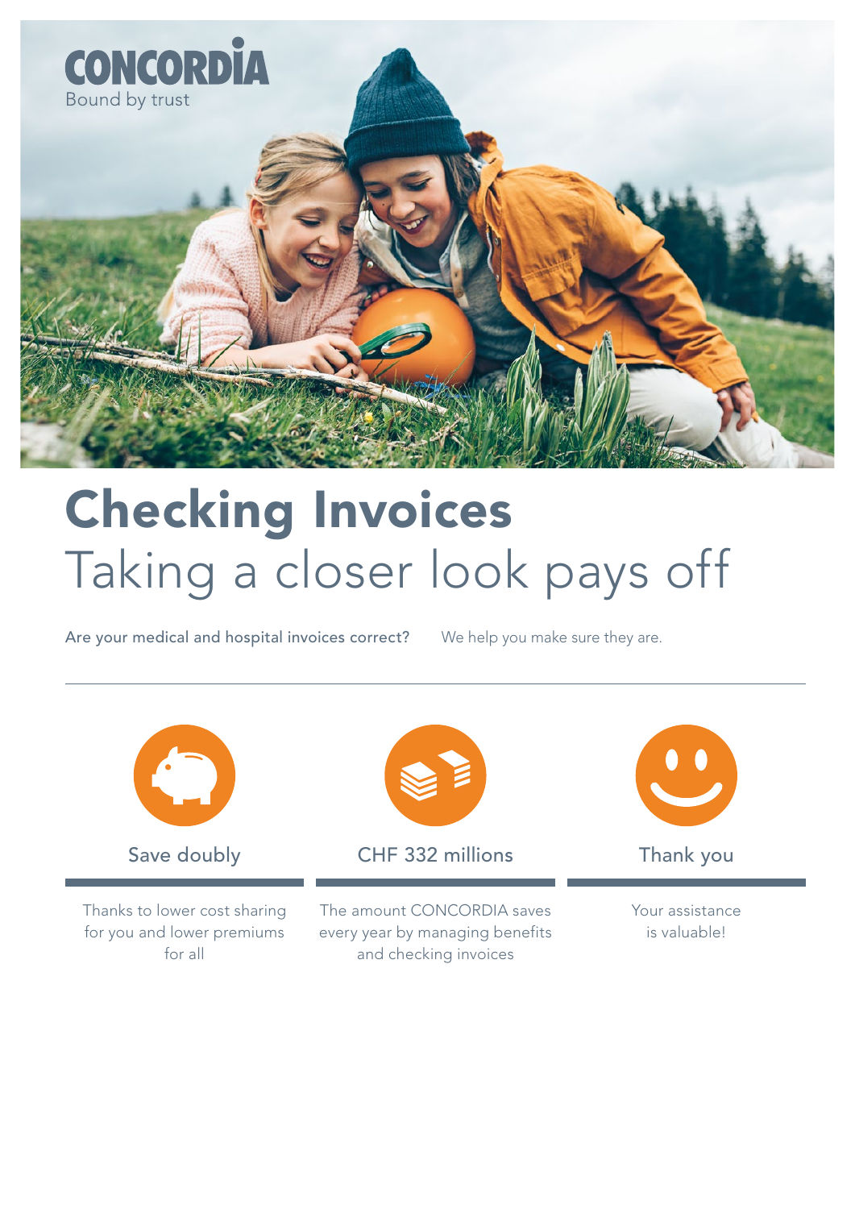CONCORDIA
Bound by trust

# Checking Invoices
## Taking a closer look pays off

**Are your medical and hospital invoices correct?** We help you make sure they are.

---

### Save doubly

Thanks to lower cost sharing for you and lower premiums for all

### CHF 332 millions

The amount CONCORDIA saves every year by managing benefits and checking invoices

### Thank you

Your assistance is valuable!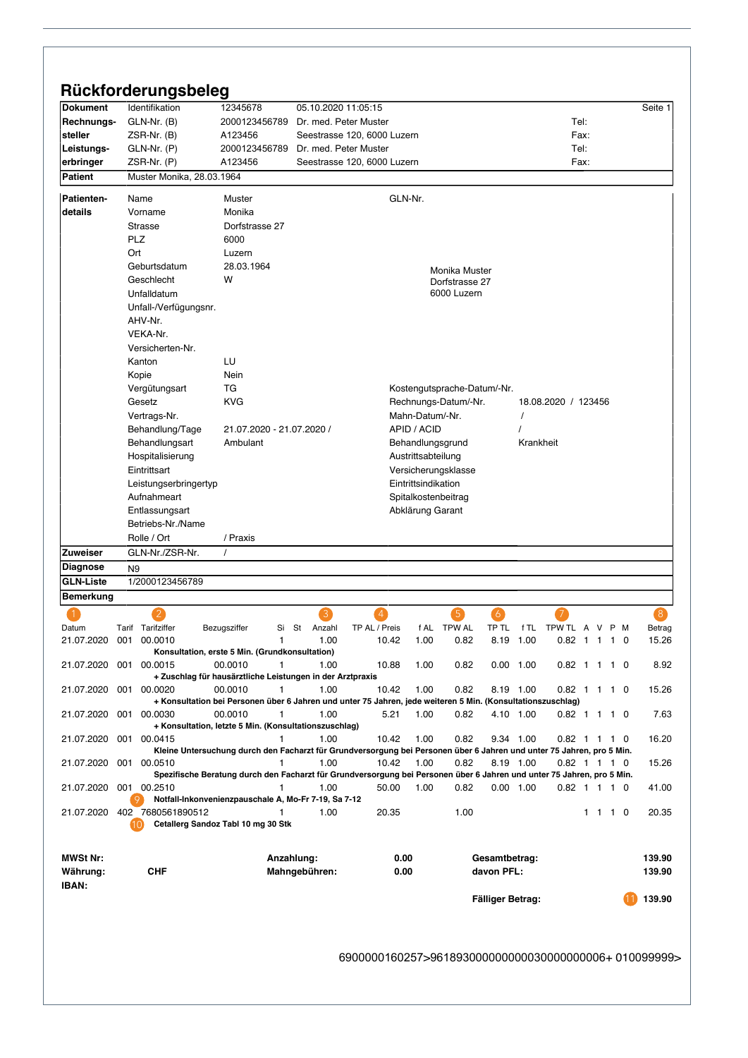# Rückforderungsbeleg

| | | | | |
|---|---|---|---|---|
| **Dokument** | Identifikation | 12345678 | 05.10.2020 11:05:15 | Seite 1 |
| **Rechnungs-** | GLN-Nr. (B) | 2000123456789 | Dr. med. Peter Muster | Tel: |
| **steller** | ZSR-Nr. (B) | A123456 | Seestrasse 120, 6000 Luzern | Fax: |
| **Leistungs-** | GLN-Nr. (P) | 2000123456789 | Dr. med. Peter Muster | Tel: |
| **erbringer** | ZSR-Nr. (P) | A123456 | Seestrasse 120, 6000 Luzern | Fax: |
| **Patient** | Muster Monika, 28.03.1964 | | | |

| | | | | |
|---|---|---|---|---|
| **Patienten-details** | Name | Muster | GLN-Nr. | |
| | Vorname | Monika | | |
| | Strasse | Dorfstrasse 27 | | |
| | PLZ | 6000 | | |
| | Ort | Luzern | | |
| | Geburtsdatum | 28.03.1964 | Monika Muster | |
| | Geschlecht | W | Dorfstrasse 27 | |
| | Unfalldatum | | 6000 Luzern | |
| | Unfall-/Verfügungsnr. | | | |
| | AHV-Nr. | | | |
| | VEKA-Nr. | | | |
| | Versicherten-Nr. | | | |
| | Kanton | LU | | |
| | Kopie | Nein | | |
| | Vergütungsart | TG | Kostengutsprache-Datum/-Nr. | |
| | Gesetz | KVG | Rechnungs-Datum/-Nr. | 18.08.2020 / 123456 |
| | Vertrags-Nr. | | Mahn-Datum/-Nr. | / |
| | Behandlung/Tage | 21.07.2020 - 21.07.2020 / | APID / ACID | / |
| | Behandlungsart | Ambulant | Behandlungsgrund | Krankheit |
| | Hospitalisierung | | Austrittsabteilung | |
| | Eintrittsart | | Versicherungsklasse | |
| | Leistungserbringertyp | | Eintrittsindikation | |
| | Aufnahmeart | | Spitalkostenbeitrag | |
| | Entlassungsart | | Abklärung Garant | |
| | Betriebs-Nr./Name | | | |
| | Rolle / Ort | / Praxis | | |
| **Zuweiser** | GLN-Nr./ZSR-Nr. | / | | |
| **Diagnose** | N9 | | | |
| **GLN-Liste** | 1/2000123456789 | | | |
| **Bemerkung** | | | | |

| Datum (1) | Tarif | Tarifziffer (2) | Bezugsziffer | Si | St | Anzahl (3) | TP AL / Preis (4) | f AL | TPW AL (5) | TP TL (6) | f TL | TPW TL (7) | A | V | P | M | Betrag (8) |
|---|---|---|---|---|---|---|---|---|---|---|---|---|---|---|---|---|---|
| 21.07.2020 | 001 | 00.0010 | | 1 | | 1.00 | 10.42 | 1.00 | 0.82 | 8.19 | 1.00 | 0.82 | 1 | 1 | 1 | 0 | 15.26 |
| | | **Konsultation, erste 5 Min. (Grundkonsultation)** | | | | | | | | | | | | | | | |
| 21.07.2020 | 001 | 00.0015 | 00.0010 | 1 | | 1.00 | 10.88 | 1.00 | 0.82 | 0.00 | 1.00 | 0.82 | 1 | 1 | 1 | 0 | 8.92 |
| | | **+ Zuschlag für hausärztliche Leistungen in der Arztpraxis** | | | | | | | | | | | | | | | |
| 21.07.2020 | 001 | 00.0020 | 00.0010 | 1 | | 1.00 | 10.42 | 1.00 | 0.82 | 8.19 | 1.00 | 0.82 | 1 | 1 | 1 | 0 | 15.26 |
| | | **+ Konsultation bei Personen über 6 Jahren und unter 75 Jahren, jede weiteren 5 Min. (Konsultationszuschlag)** | | | | | | | | | | | | | | | |
| 21.07.2020 | 001 | 00.0030 | 00.0010 | 1 | | 1.00 | 5.21 | 1.00 | 0.82 | 4.10 | 1.00 | 0.82 | 1 | 1 | 1 | 0 | 7.63 |
| | | **+ Konsultation, letzte 5 Min. (Konsultationszuschlag)** | | | | | | | | | | | | | | | |
| 21.07.2020 | 001 | 00.0415 | | 1 | | 1.00 | 10.42 | 1.00 | 0.82 | 9.34 | 1.00 | 0.82 | 1 | 1 | 1 | 0 | 16.20 |
| | | **Kleine Untersuchung durch den Facharzt für Grundversorgung bei Personen über 6 Jahren und unter 75 Jahren, pro 5 Min.** | | | | | | | | | | | | | | | |
| 21.07.2020 | 001 | 00.0510 | | 1 | | 1.00 | 10.42 | 1.00 | 0.82 | 8.19 | 1.00 | 0.82 | 1 | 1 | 1 | 0 | 15.26 |
| | | **Spezifische Beratung durch den Facharzt für Grundversorgung bei Personen über 6 Jahren und unter 75 Jahren, pro 5 Min.** | | | | | | | | | | | | | | | |
| 21.07.2020 | 001 | 00.2510 | | 1 | | 1.00 | 50.00 | 1.00 | 0.82 | 0.00 | 1.00 | 0.82 | 1 | 1 | 1 | 0 | 41.00 |
| | | (9) **Notfall-Inkonvenienzpauschale A, Mo-Fr 7-19, Sa 7-12** | | | | | | | | | | | | | | | |
| 21.07.2020 | 402 | 7680561890512 | | 1 | | 1.00 | 20.35 | | 1.00 | | | | 1 | 1 | 1 | 0 | 20.35 |
| | | (10) **Cetallerg Sandoz Tabl 10 mg 30 Stk** | | | | | | | | | | | | | | | |

| | | | | | |
|---|---|---|---|---|---|
| **MWSt Nr:** | | **Anzahlung:** | **0.00** | **Gesamtbetrag:** | **139.90** |
| **Währung:** | **CHF** | **Mahngebühren:** | **0.00** | **davon PFL:** | **139.90** |
| **IBAN:** | | | | | |
| | | | | **Fälliger Betrag:** | (11) **139.90** |

6900000160257>961893000000000030000000006+ 010099999>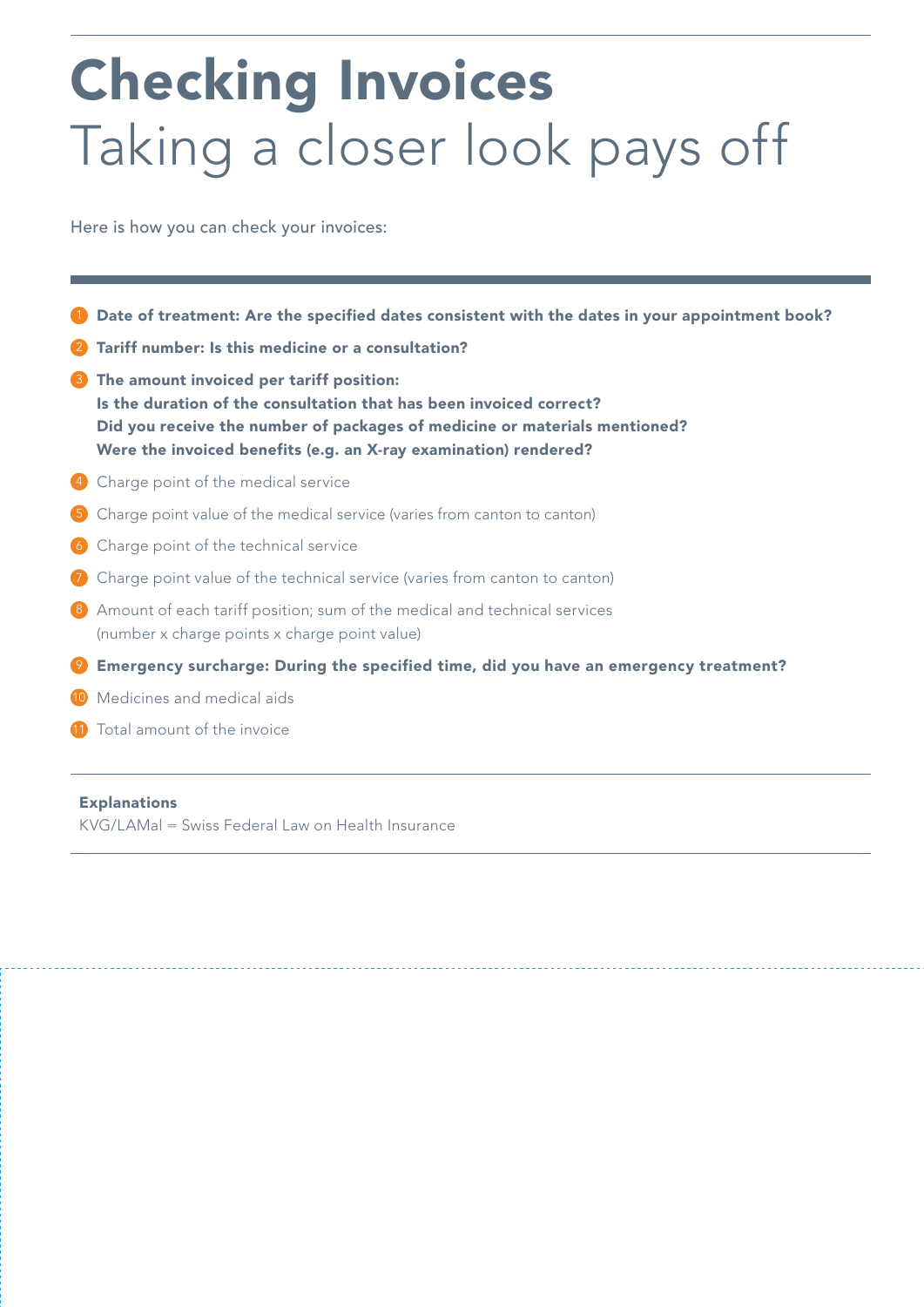# Checking Invoices

## Taking a closer look pays off

Here is how you can check your invoices:

1. **Date of treatment: Are the specified dates consistent with the dates in your appointment book?**
2. **Tariff number: Is this medicine or a consultation?**
3. **The amount invoiced per tariff position:**
   **Is the duration of the consultation that has been invoiced correct?**
   **Did you receive the number of packages of medicine or materials mentioned?**
   **Were the invoiced benefits (e.g. an X-ray examination) rendered?**
4. Charge point of the medical service
5. Charge point value of the medical service (varies from canton to canton)
6. Charge point of the technical service
7. Charge point value of the technical service (varies from canton to canton)
8. Amount of each tariff position; sum of the medical and technical services (number x charge points x charge point value)
9. **Emergency surcharge: During the specified time, did you have an emergency treatment?**
10. Medicines and medical aids
11. Total amount of the invoice

**Explanations**
KVG/LAMal = Swiss Federal Law on Health Insurance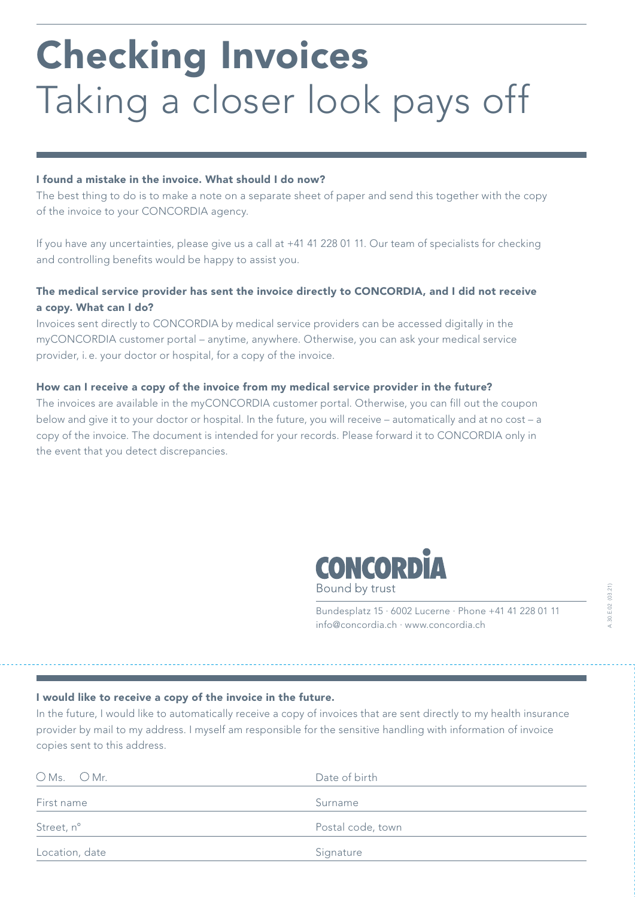# Checking Invoices

Taking a closer look pays off

**I found a mistake in the invoice. What should I do now?**

The best thing to do is to make a note on a separate sheet of paper and send this together with the copy of the invoice to your CONCORDIA agency.

If you have any uncertainties, please give us a call at +41 41 228 01 11. Our team of specialists for checking and controlling benefits would be happy to assist you.

**The medical service provider has sent the invoice directly to CONCORDIA, and I did not receive a copy. What can I do?**

Invoices sent directly to CONCORDIA by medical service providers can be accessed digitally in the myCONCORDIA customer portal – anytime, anywhere. Otherwise, you can ask your medical service provider, i. e. your doctor or hospital, for a copy of the invoice.

**How can I receive a copy of the invoice from my medical service provider in the future?**

The invoices are available in the myCONCORDIA customer portal. Otherwise, you can fill out the coupon below and give it to your doctor or hospital. In the future, you will receive – automatically and at no cost – a copy of the invoice. The document is intended for your records. Please forward it to CONCORDIA only in the event that you detect discrepancies.

CONCORDIA
Bound by trust

Bundesplatz 15 · 6002 Lucerne · Phone +41 41 228 01 11
info@concordia.ch · www.concordia.ch

A 30 E 02 (03.21)

**I would like to receive a copy of the invoice in the future.**

In the future, I would like to automatically receive a copy of invoices that are sent directly to my health insurance provider by mail to my address. I myself am responsible for the sensitive handling with information of invoice copies sent to this address.

| | |
|---|---|
| ○ Ms. ○ Mr. | Date of birth |
| First name | Surname |
| Street, n° | Postal code, town |
| Location, date | Signature |